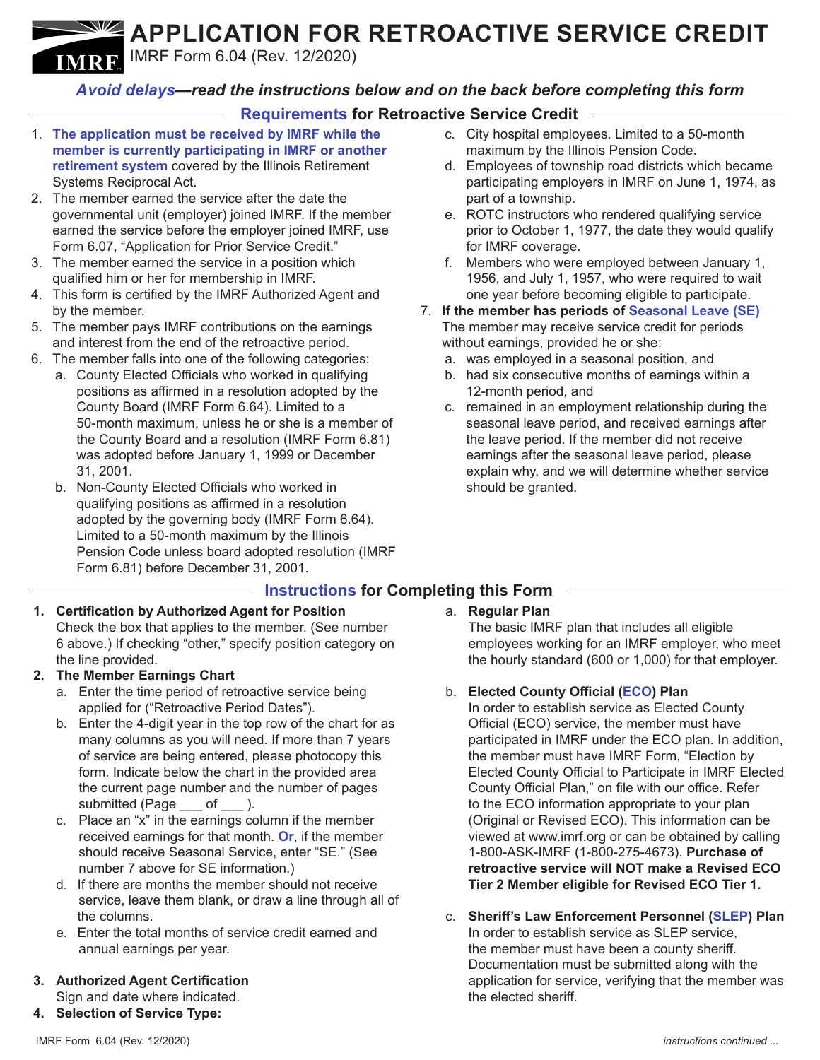# APPLICATION FOR RETROACTIVE SERVICE CREDIT

IMRF Form 6.04 (Rev. 12/2020)

***Avoid delays—read the instructions below and on the back before completing this form***

## Requirements for Retroactive Service Credit

1. **The application must be received by IMRF while the member is currently participating in IMRF or another retirement system** covered by the Illinois Retirement Systems Reciprocal Act.
2. The member earned the service after the date the governmental unit (employer) joined IMRF. If the member earned the service before the employer joined IMRF, use Form 6.07, "Application for Prior Service Credit."
3. The member earned the service in a position which qualified him or her for membership in IMRF.
4. This form is certified by the IMRF Authorized Agent and by the member.
5. The member pays IMRF contributions on the earnings and interest from the end of the retroactive period.
6. The member falls into one of the following categories:
   a. County Elected Officials who worked in qualifying positions as affirmed in a resolution adopted by the County Board (IMRF Form 6.64). Limited to a 50-month maximum, unless he or she is a member of the County Board and a resolution (IMRF Form 6.81) was adopted before January 1, 1999 or December 31, 2001.
   b. Non-County Elected Officials who worked in qualifying positions as affirmed in a resolution adopted by the governing body (IMRF Form 6.64). Limited to a 50-month maximum by the Illinois Pension Code unless board adopted resolution (IMRF Form 6.81) before December 31, 2001.
   c. City hospital employees. Limited to a 50-month maximum by the Illinois Pension Code.
   d. Employees of township road districts which became participating employers in IMRF on June 1, 1974, as part of a township.
   e. ROTC instructors who rendered qualifying service prior to October 1, 1977, the date they would qualify for IMRF coverage.
   f. Members who were employed between January 1, 1956, and July 1, 1957, who were required to wait one year before becoming eligible to participate.
7. **If the member has periods of Seasonal Leave (SE)** The member may receive service credit for periods without earnings, provided he or she:
   a. was employed in a seasonal position, and
   b. had six consecutive months of earnings within a 12-month period, and
   c. remained in an employment relationship during the seasonal leave period, and received earnings after the leave period. If the member did not receive earnings after the seasonal leave period, please explain why, and we will determine whether service should be granted.

## Instructions for Completing this Form

1. **Certification by Authorized Agent for Position**
   Check the box that applies to the member. (See number 6 above.) If checking "other," specify position category on the line provided.
2. **The Member Earnings Chart**
   a. Enter the time period of retroactive service being applied for ("Retroactive Period Dates").
   b. Enter the 4-digit year in the top row of the chart for as many columns as you will need. If more than 7 years of service are being entered, please photocopy this form. Indicate below the chart in the provided area the current page number and the number of pages submitted (Page ___ of ___ ).
   c. Place an "x" in the earnings column if the member received earnings for that month. **Or**, if the member should receive Seasonal Service, enter "SE." (See number 7 above for SE information.)
   d. If there are months the member should not receive service, leave them blank, or draw a line through all of the columns.
   e. Enter the total months of service credit earned and annual earnings per year.
3. **Authorized Agent Certification**
   Sign and date where indicated.
4. **Selection of Service Type:**
   a. **Regular Plan**
   The basic IMRF plan that includes all eligible employees working for an IMRF employer, who meet the hourly standard (600 or 1,000) for that employer.
   b. **Elected County Official (ECO) Plan**
   In order to establish service as Elected County Official (ECO) service, the member must have participated in IMRF under the ECO plan. In addition, the member must have IMRF Form, "Election by Elected County Official to Participate in IMRF Elected County Official Plan," on file with our office. Refer to the ECO information appropriate to your plan (Original or Revised ECO). This information can be viewed at www.imrf.org or can be obtained by calling 1-800-ASK-IMRF (1-800-275-4673). **Purchase of retroactive service will NOT make a Revised ECO Tier 2 Member eligible for Revised ECO Tier 1.**
   c. **Sheriff's Law Enforcement Personnel (SLEP) Plan**
   In order to establish service as SLEP service, the member must have been a county sheriff. Documentation must be submitted along with the application for service, verifying that the member was the elected sheriff.

*instructions continued ...*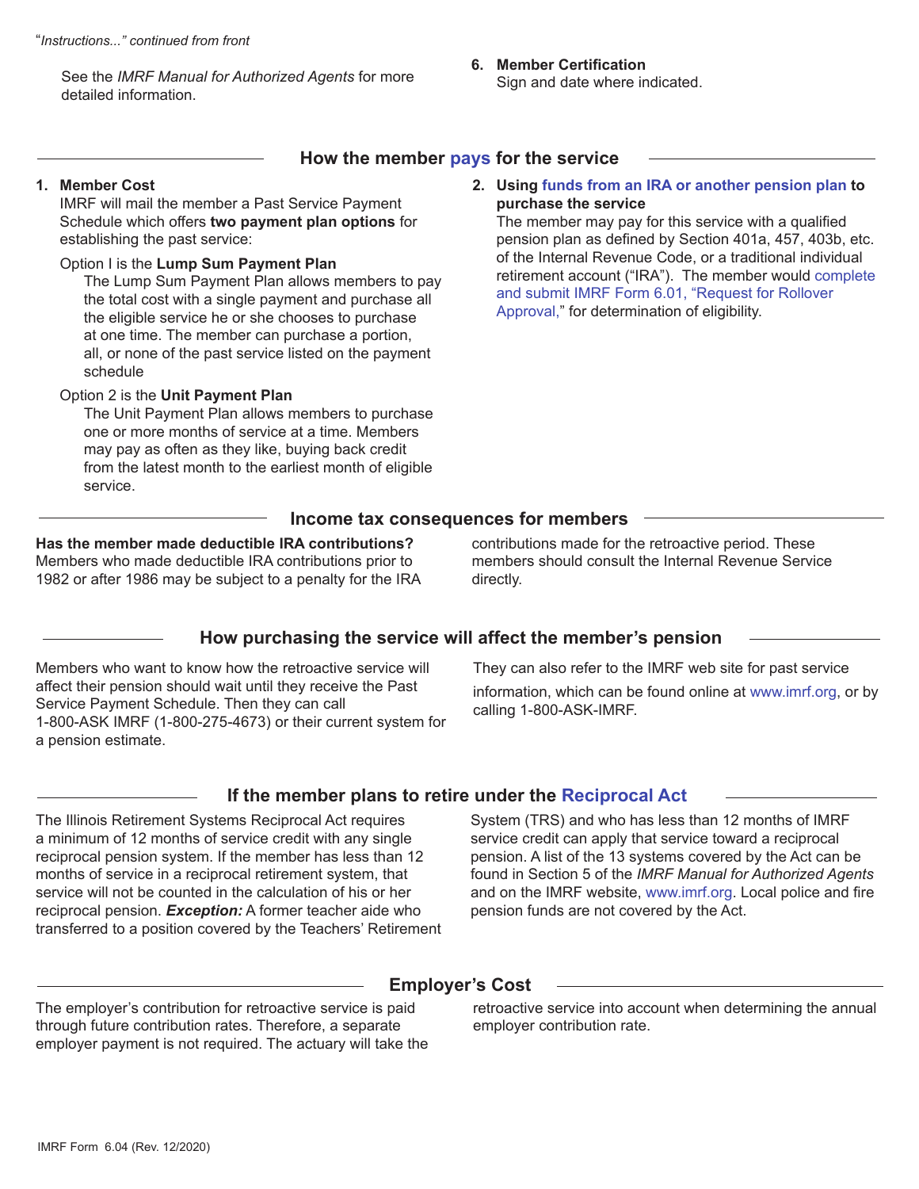*"Instructions..." continued from front*

See the *IMRF Manual for Authorized Agents* for more detailed information.

6. **Member Certification**
   Sign and date where indicated.

## How the member pays for the service

1. **Member Cost**
   IMRF will mail the member a Past Service Payment Schedule which offers **two payment plan options** for establishing the past service:

   Option I is the **Lump Sum Payment Plan**
   The Lump Sum Payment Plan allows members to pay the total cost with a single payment and purchase all the eligible service he or she chooses to purchase at one time. The member can purchase a portion, all, or none of the past service listed on the payment schedule

   Option 2 is the **Unit Payment Plan**
   The Unit Payment Plan allows members to purchase one or more months of service at a time. Members may pay as often as they like, buying back credit from the latest month to the earliest month of eligible service.

2. **Using funds from an IRA or another pension plan to purchase the service**
   The member may pay for this service with a qualified pension plan as defined by Section 401a, 457, 403b, etc. of the Internal Revenue Code, or a traditional individual retirement account ("IRA"). The member would complete and submit IMRF Form 6.01, "Request for Rollover Approval," for determination of eligibility.

## Income tax consequences for members

**Has the member made deductible IRA contributions?**
Members who made deductible IRA contributions prior to 1982 or after 1986 may be subject to a penalty for the IRA contributions made for the retroactive period. These members should consult the Internal Revenue Service directly.

## How purchasing the service will affect the member's pension

Members who want to know how the retroactive service will affect their pension should wait until they receive the Past Service Payment Schedule. Then they can call 1-800-ASK IMRF (1-800-275-4673) or their current system for a pension estimate.

They can also refer to the IMRF web site for past service information, which can be found online at www.imrf.org, or by calling 1-800-ASK-IMRF.

## If the member plans to retire under the Reciprocal Act

The Illinois Retirement Systems Reciprocal Act requires a minimum of 12 months of service credit with any single reciprocal pension system. If the member has less than 12 months of service in a reciprocal retirement system, that service will not be counted in the calculation of his or her reciprocal pension. ***Exception:*** A former teacher aide who transferred to a position covered by the Teachers' Retirement System (TRS) and who has less than 12 months of IMRF service credit can apply that service toward a reciprocal pension. A list of the 13 systems covered by the Act can be found in Section 5 of the *IMRF Manual for Authorized Agents* and on the IMRF website, www.imrf.org. Local police and fire pension funds are not covered by the Act.

## Employer's Cost

The employer's contribution for retroactive service is paid through future contribution rates. Therefore, a separate employer payment is not required. The actuary will take the retroactive service into account when determining the annual employer contribution rate.

IMRF Form 6.04 (Rev. 12/2020)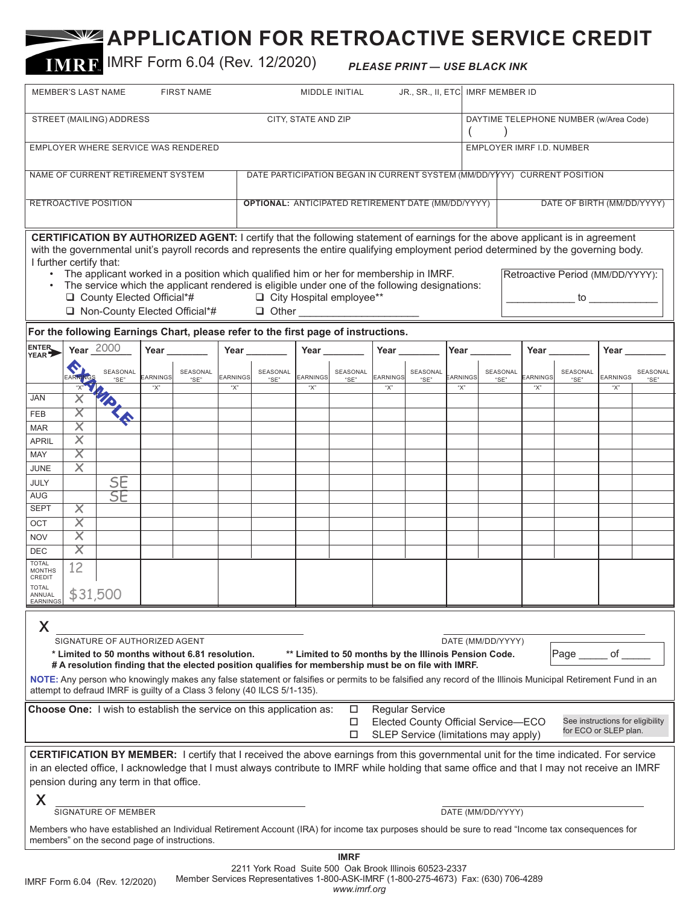# APPLICATION FOR RETROACTIVE SERVICE CREDIT

IMRF Form 6.04 (Rev. 12/2020) ***PLEASE PRINT — USE BLACK INK***

| MEMBER'S LAST NAME | FIRST NAME | MIDDLE INITIAL | JR., SR., II, ETC | IMRF MEMBER ID |
|---|---|---|---|---|
| | | | | |

| STREET (MAILING) ADDRESS | CITY, STATE AND ZIP | DAYTIME TELEPHONE NUMBER (w/Area Code) |
|---|---|---|
| | | ( ) |

| EMPLOYER WHERE SERVICE WAS RENDERED | EMPLOYER IMRF I.D. NUMBER |
|---|---|
| | |

| NAME OF CURRENT RETIREMENT SYSTEM | DATE PARTICIPATION BEGAN IN CURRENT SYSTEM (MM/DD/YYYY) | CURRENT POSITION |
|---|---|---|
| | | |

| RETROACTIVE POSITION | **OPTIONAL:** ANTICIPATED RETIREMENT DATE (MM/DD/YYYY) | DATE OF BIRTH (MM/DD/YYYY) |
|---|---|---|
| | | |

**CERTIFICATION BY AUTHORIZED AGENT:** I certify that the following statement of earnings for the above applicant is in agreement with the governmental unit's payroll records and represents the entire qualifying employment period determined by the governing body. I further certify that:

- The applicant worked in a position which qualified him or her for membership in IMRF.
- The service which the applicant rendered is eligible under one of the following designations:
  - ☐ County Elected Official*#
  - ☐ Non-County Elected Official*#
  - ☐ City Hospital employee**
  - ☐ Other _____________________

Retroactive Period (MM/DD/YYYY): ____________ to ____________

**For the following Earnings Chart, please refer to the first page of instructions.**

| ENTER YEAR | Year 2000 | | Year ______ | | Year ______ | | Year ______ | | Year ______ | | Year ______ | | Year ______ | | Year ______ | |
|---|---|---|---|---|---|---|---|---|---|---|---|---|---|---|---|---|
| | EARNINGS "X" | SEASONAL "SE" | EARNINGS "X" | SEASONAL "SE" | EARNINGS "X" | SEASONAL "SE" | EARNINGS "X" | SEASONAL "SE" | EARNINGS "X" | SEASONAL "SE" | EARNINGS "X" | SEASONAL "SE" | EARNINGS "X" | SEASONAL "SE" | EARNINGS "X" | SEASONAL "SE" |
| JAN | X | | | | | | | | | | | | | | | |
| FEB | X | | | | | | | | | | | | | | | |
| MAR | X | | | | | | | | | | | | | | | |
| APRIL | X | | | | | | | | | | | | | | | |
| MAY | X | | | | | | | | | | | | | | | |
| JUNE | X | | | | | | | | | | | | | | | |
| JULY | | SE | | | | | | | | | | | | | | |
| AUG | | SE | | | | | | | | | | | | | | |
| SEPT | X | | | | | | | | | | | | | | | |
| OCT | X | | | | | | | | | | | | | | | |
| NOV | X | | | | | | | | | | | | | | | |
| DEC | X | | | | | | | | | | | | | | | |
| TOTAL MONTHS CREDIT | 12 | | | | | | | | | | | | | | | |
| TOTAL ANNUAL EARNINGS | $31,500 | | | | | | | | | | | | | | | |

EXAMPLE

X ______________________________ SIGNATURE OF AUTHORIZED AGENT

DATE (MM/DD/YYYY) ______________

Page _____ of _____

**\* Limited to 50 months without 6.81 resolution.** **\*\* Limited to 50 months by the Illinois Pension Code.**
**# A resolution finding that the elected position qualifies for membership must be on file with IMRF.**

**NOTE:** Any person who knowingly makes any false statement or falsifies or permits to be falsified any record of the Illinois Municipal Retirement Fund in an attempt to defraud IMRF is guilty of a Class 3 felony (40 ILCS 5/1-135).

**Choose One:** I wish to establish the service on this application as:
- ☐ Regular Service
- ☐ Elected County Official Service—ECO
- ☐ SLEP Service (limitations may apply)

See instructions for eligibility for ECO or SLEP plan.

**CERTIFICATION BY MEMBER:** I certify that I received the above earnings from this governmental unit for the time indicated. For service in an elected office, I acknowledge that I must always contribute to IMRF while holding that same office and that I may not receive an IMRF pension during any term in that office.

X ______________________________ SIGNATURE OF MEMBER

DATE (MM/DD/YYYY) ______________

Members who have established an Individual Retirement Account (IRA) for income tax purposes should be sure to read "Income tax consequences for members" on the second page of instructions.

**IMRF**
2211 York Road Suite 500 Oak Brook Illinois 60523-2337
Member Services Representatives 1-800-ASK-IMRF (1-800-275-4673) Fax: (630) 706-4289
*www.imrf.org*

IMRF Form 6.04 (Rev. 12/2020)